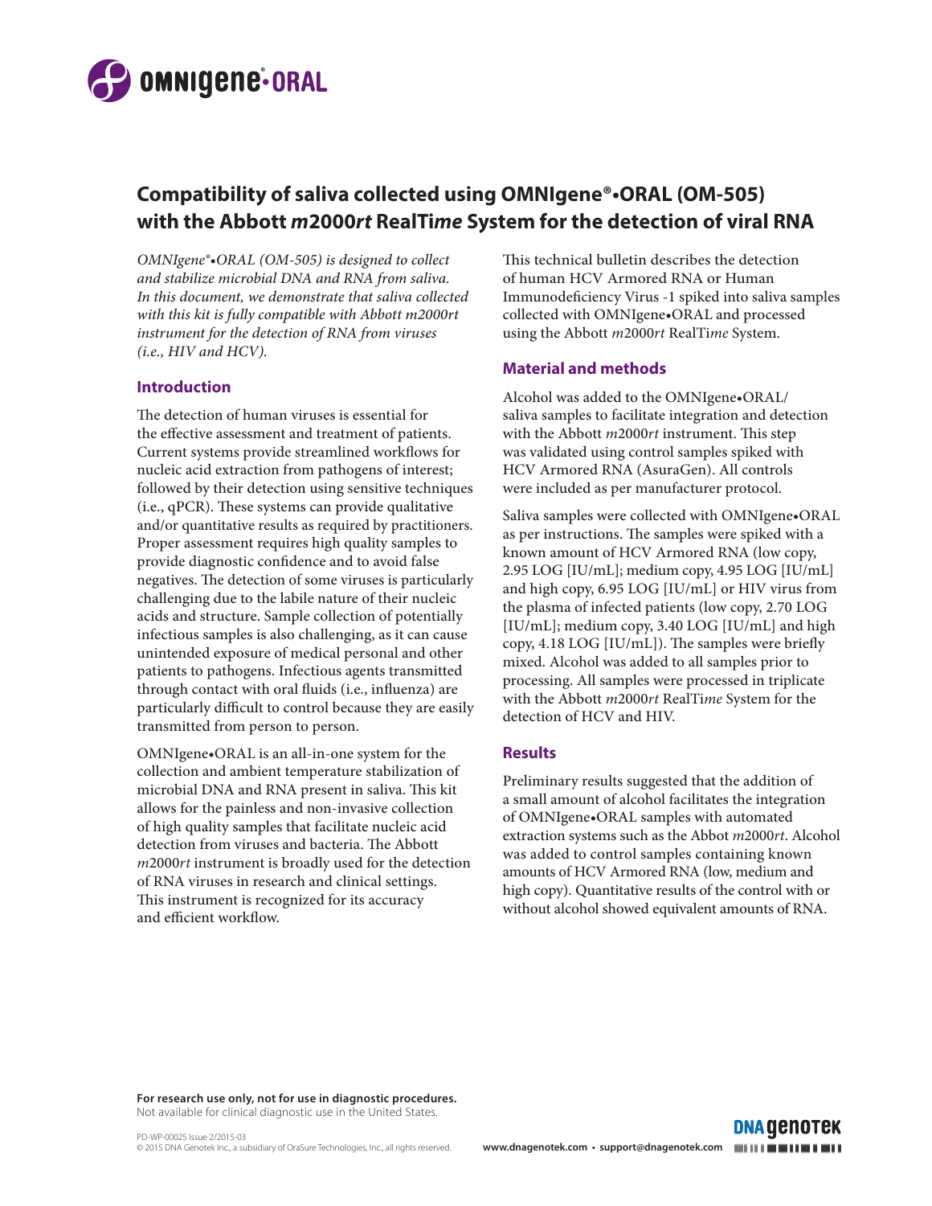# Compatibility of saliva collected using OMNIgene®•ORAL (OM-505) with the Abbott *m*2000*rt* RealTi*me* System for the detection of viral RNA

*OMNIgene®•ORAL (OM-505) is designed to collect and stabilize microbial DNA and RNA from saliva. In this document, we demonstrate that saliva collected with this kit is fully compatible with Abbott m2000rt instrument for the detection of RNA from viruses (i.e., HIV and HCV).*

## Introduction

The detection of human viruses is essential for the effective assessment and treatment of patients. Current systems provide streamlined workflows for nucleic acid extraction from pathogens of interest; followed by their detection using sensitive techniques (i.e., qPCR). These systems can provide qualitative and/or quantitative results as required by practitioners. Proper assessment requires high quality samples to provide diagnostic confidence and to avoid false negatives. The detection of some viruses is particularly challenging due to the labile nature of their nucleic acids and structure. Sample collection of potentially infectious samples is also challenging, as it can cause unintended exposure of medical personal and other patients to pathogens. Infectious agents transmitted through contact with oral fluids (i.e., influenza) are particularly difficult to control because they are easily transmitted from person to person.

OMNIgene•ORAL is an all-in-one system for the collection and ambient temperature stabilization of microbial DNA and RNA present in saliva. This kit allows for the painless and non-invasive collection of high quality samples that facilitate nucleic acid detection from viruses and bacteria. The Abbott *m*2000*rt* instrument is broadly used for the detection of RNA viruses in research and clinical settings. This instrument is recognized for its accuracy and efficient workflow.

This technical bulletin describes the detection of human HCV Armored RNA or Human Immunodeficiency Virus -1 spiked into saliva samples collected with OMNIgene•ORAL and processed using the Abbott *m*2000*rt* RealTi*me* System.

## Material and methods

Alcohol was added to the OMNIgene•ORAL/saliva samples to facilitate integration and detection with the Abbott *m*2000*rt* instrument. This step was validated using control samples spiked with HCV Armored RNA (AsuraGen). All controls were included as per manufacturer protocol.

Saliva samples were collected with OMNIgene•ORAL as per instructions. The samples were spiked with a known amount of HCV Armored RNA (low copy, 2.95 LOG [IU/mL]; medium copy, 4.95 LOG [IU/mL] and high copy, 6.95 LOG [IU/mL] or HIV virus from the plasma of infected patients (low copy, 2.70 LOG [IU/mL]; medium copy, 3.40 LOG [IU/mL] and high copy, 4.18 LOG [IU/mL]). The samples were briefly mixed. Alcohol was added to all samples prior to processing. All samples were processed in triplicate with the Abbott *m*2000*rt* RealTi*me* System for the detection of HCV and HIV.

## Results

Preliminary results suggested that the addition of a small amount of alcohol facilitates the integration of OMNIgene•ORAL samples with automated extraction systems such as the Abbot *m*2000*rt*. Alcohol was added to control samples containing known amounts of HCV Armored RNA (low, medium and high copy). Quantitative results of the control with or without alcohol showed equivalent amounts of RNA.

**For research use only, not for use in diagnostic procedures.**
Not available for clinical diagnostic use in the United States.

PD-WP-00025 Issue 2/2015-03
© 2015 DNA Genotek Inc., a subsidiary of OraSure Technologies, Inc., all rights reserved.

**www.dnagenotek.com • support@dnagenotek.com**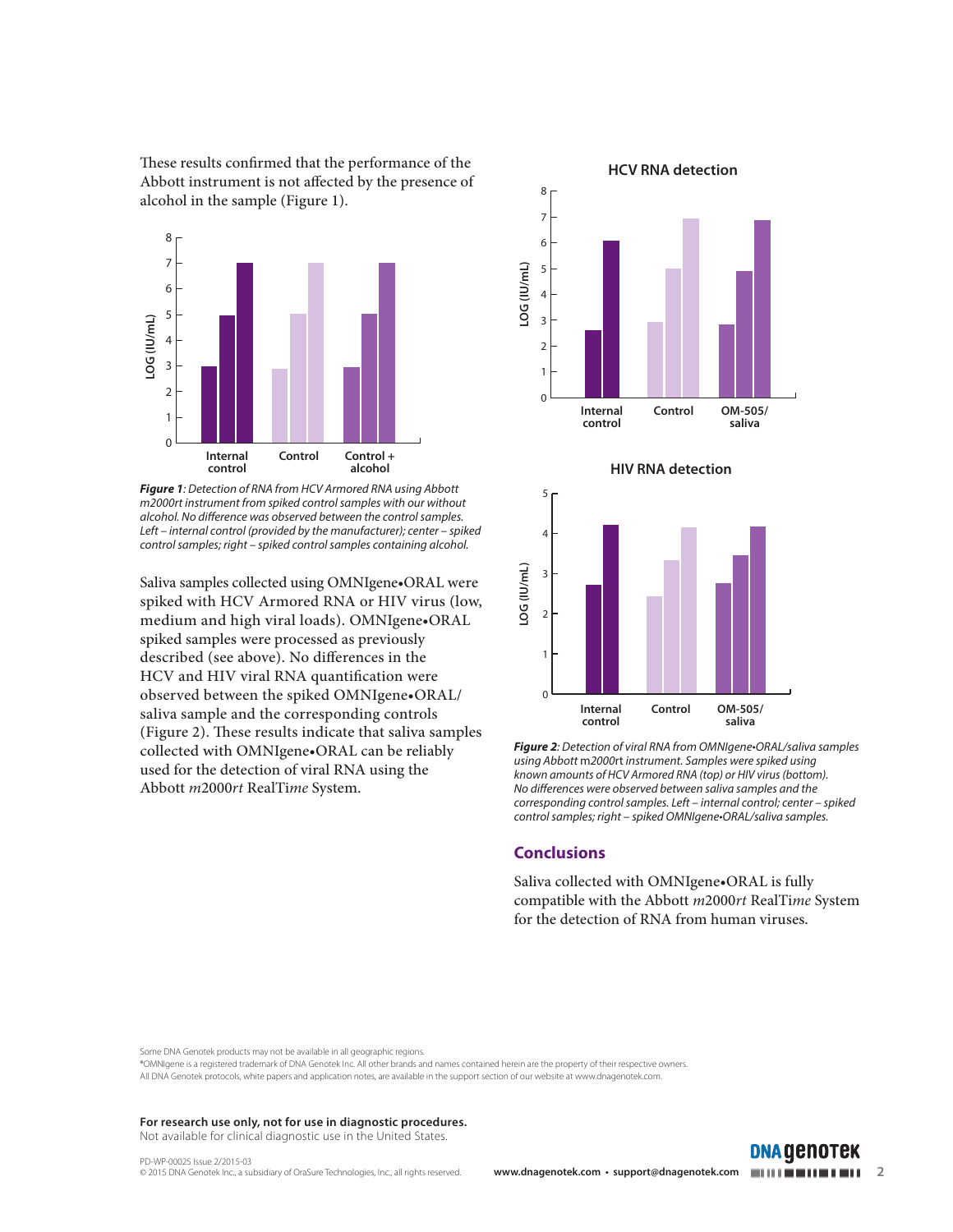These results confirmed that the performance of the Abbott instrument is not affected by the presence of alcohol in the sample (Figure 1).

LOG (IU/mL)
8
7
6
5
4
3
2
1
0
Internal control
Control
Control + alcohol

***Figure 1****: Detection of RNA from HCV Armored RNA using Abbott m2000rt instrument from spiked control samples with our without alcohol. No difference was observed between the control samples. Left – internal control (provided by the manufacturer); center – spiked control samples; right – spiked control samples containing alcohol.*

Saliva samples collected using OMNIgene•ORAL were spiked with HCV Armored RNA or HIV virus (low, medium and high viral loads). OMNIgene•ORAL spiked samples were processed as previously described (see above). No differences in the HCV and HIV viral RNA quantification were observed between the spiked OMNIgene•ORAL/saliva sample and the corresponding controls (Figure 2). These results indicate that saliva samples collected with OMNIgene•ORAL can be reliably used for the detection of viral RNA using the Abbott *m*2000*rt* RealTi*me* System.

HCV RNA detection

LOG (IU/mL)
8
7
6
5
4
3
2
1
0
Internal control
Control
OM-505/ saliva

HIV RNA detection

LOG (IU/mL)
5
4
3
2
1
0
Internal control
Control
OM-505/ saliva

***Figure 2****: Detection of viral RNA from OMNIgene•ORAL/saliva samples using Abbott* m*2000*rt *instrument. Samples were spiked using known amounts of HCV Armored RNA (top) or HIV virus (bottom). No differences were observed between saliva samples and the corresponding control samples. Left – internal control; center – spiked control samples; right – spiked OMNIgene•ORAL/saliva samples.*

## Conclusions

Saliva collected with OMNIgene•ORAL is fully compatible with the Abbott *m*2000*rt* RealTi*me* System for the detection of RNA from human viruses.

Some DNA Genotek products may not be available in all geographic regions.
®OMNIgene is a registered trademark of DNA Genotek Inc. All other brands and names contained herein are the property of their respective owners.
All DNA Genotek protocols, white papers and application notes, are available in the support section of our website at www.dnagenotek.com.

**For research use only, not for use in diagnostic procedures.**
Not available for clinical diagnostic use in the United States.

PD-WP-00025 Issue 2/2015-03
© 2015 DNA Genotek Inc., a subsidiary of OraSure Technologies, Inc., all rights reserved.

**www.dnagenotek.com • support@dnagenotek.com**